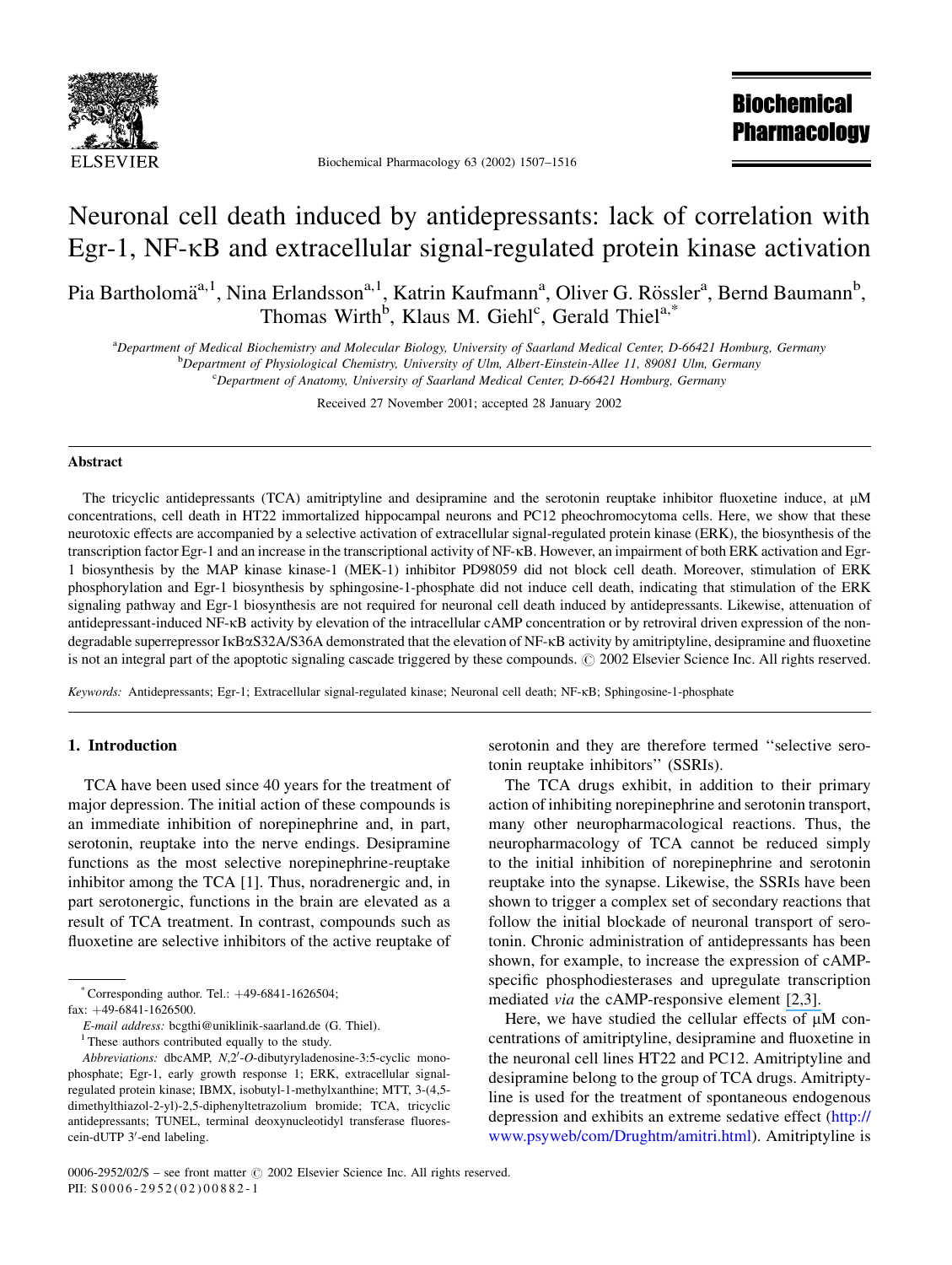# Neuronal cell death induced by antidepressants: lack of correlation with Egr-1, NF-κB and extracellular signal-regulated protein kinase activation

Pia Bartholomä[a,1], Nina Erlandsson[a,1], Katrin Kaufmann[a], Oliver G. Rössler[a], Bernd Baumann[b], Thomas Wirth[b], Klaus M. Giehl[c], Gerald Thiel[a,*]

[a]Department of Medical Biochemistry and Molecular Biology, University of Saarland Medical Center, D-66421 Homburg, Germany
[b]Department of Physiological Chemistry, University of Ulm, Albert-Einstein-Allee 11, 89081 Ulm, Germany
[c]Department of Anatomy, University of Saarland Medical Center, D-66421 Homburg, Germany

Received 27 November 2001; accepted 28 January 2002

## Abstract

The tricyclic antidepressants (TCA) amitriptyline and desipramine and the serotonin reuptake inhibitor fluoxetine induce, at μM concentrations, cell death in HT22 immortalized hippocampal neurons and PC12 pheochromocytoma cells. Here, we show that these neurotoxic effects are accompanied by a selective activation of extracellular signal-regulated protein kinase (ERK), the biosynthesis of the transcription factor Egr-1 and an increase in the transcriptional activity of NF-κB. However, an impairment of both ERK activation and Egr-1 biosynthesis by the MAP kinase kinase-1 (MEK-1) inhibitor PD98059 did not block cell death. Moreover, stimulation of ERK phosphorylation and Egr-1 biosynthesis by sphingosine-1-phosphate did not induce cell death, indicating that stimulation of the ERK signaling pathway and Egr-1 biosynthesis are not required for neuronal cell death induced by antidepressants. Likewise, attenuation of antidepressant-induced NF-κB activity by elevation of the intracellular cAMP concentration or by retroviral driven expression of the non-degradable superrepressor IκBαS32A/S36A demonstrated that the elevation of NF-κB activity by amitriptyline, desipramine and fluoxetine is not an integral part of the apoptotic signaling cascade triggered by these compounds. © 2002 Elsevier Science Inc. All rights reserved.

*Keywords:* Antidepressants; Egr-1; Extracellular signal-regulated kinase; Neuronal cell death; NF-κB; Sphingosine-1-phosphate

## 1. Introduction

TCA have been used since 40 years for the treatment of major depression. The initial action of these compounds is an immediate inhibition of norepinephrine and, in part, serotonin, reuptake into the nerve endings. Desipramine functions as the most selective norepinephrine-reuptake inhibitor among the TCA [1]. Thus, noradrenergic and, in part serotonergic, functions in the brain are elevated as a result of TCA treatment. In contrast, compounds such as fluoxetine are selective inhibitors of the active reuptake of serotonin and they are therefore termed "selective serotonin reuptake inhibitors" (SSRIs).

The TCA drugs exhibit, in addition to their primary action of inhibiting norepinephrine and serotonin transport, many other neuropharmacological reactions. Thus, the neuropharmacology of TCA cannot be reduced simply to the initial inhibition of norepinephrine and serotonin reuptake into the synapse. Likewise, the SSRIs have been shown to trigger a complex set of secondary reactions that follow the initial blockade of neuronal transport of serotonin. Chronic administration of antidepressants has been shown, for example, to increase the expression of cAMP-specific phosphodiesterases and upregulate transcription mediated *via* the cAMP-responsive element [2,3].

Here, we have studied the cellular effects of μM concentrations of amitriptyline, desipramine and fluoxetine in the neuronal cell lines HT22 and PC12. Amitriptyline and desipramine belong to the group of TCA drugs. Amitriptyline is used for the treatment of spontaneous endogenous depression and exhibits an extreme sedative effect (http://www.psyweb/com/Drughtm/amitri.html). Amitriptyline is

---

* Corresponding author. Tel.: +49-6841-1626504; fax: +49-6841-1626500.
*E-mail address:* bcgthi@uniklinik-saarland.de (G. Thiel).
[1] These authors contributed equally to the study.
*Abbreviations:* dbcAMP, *N*,2′-*O*-dibutyryladenosine-3:5-cyclic monophosphate; Egr-1, early growth response 1; ERK, extracellular signal-regulated protein kinase; IBMX, isobutyl-1-methylxanthine; MTT, 3-(4,5-dimethylthiazol-2-yl)-2,5-diphenyltetrazolium bromide; TCA, tricyclic antidepressants; TUNEL, terminal deoxynucleotidyl transferase fluorescein-dUTP 3′-end labeling.

0006-2952/02/$ – see front matter © 2002 Elsevier Science Inc. All rights reserved.
PII: S0006-2952(02)00882-1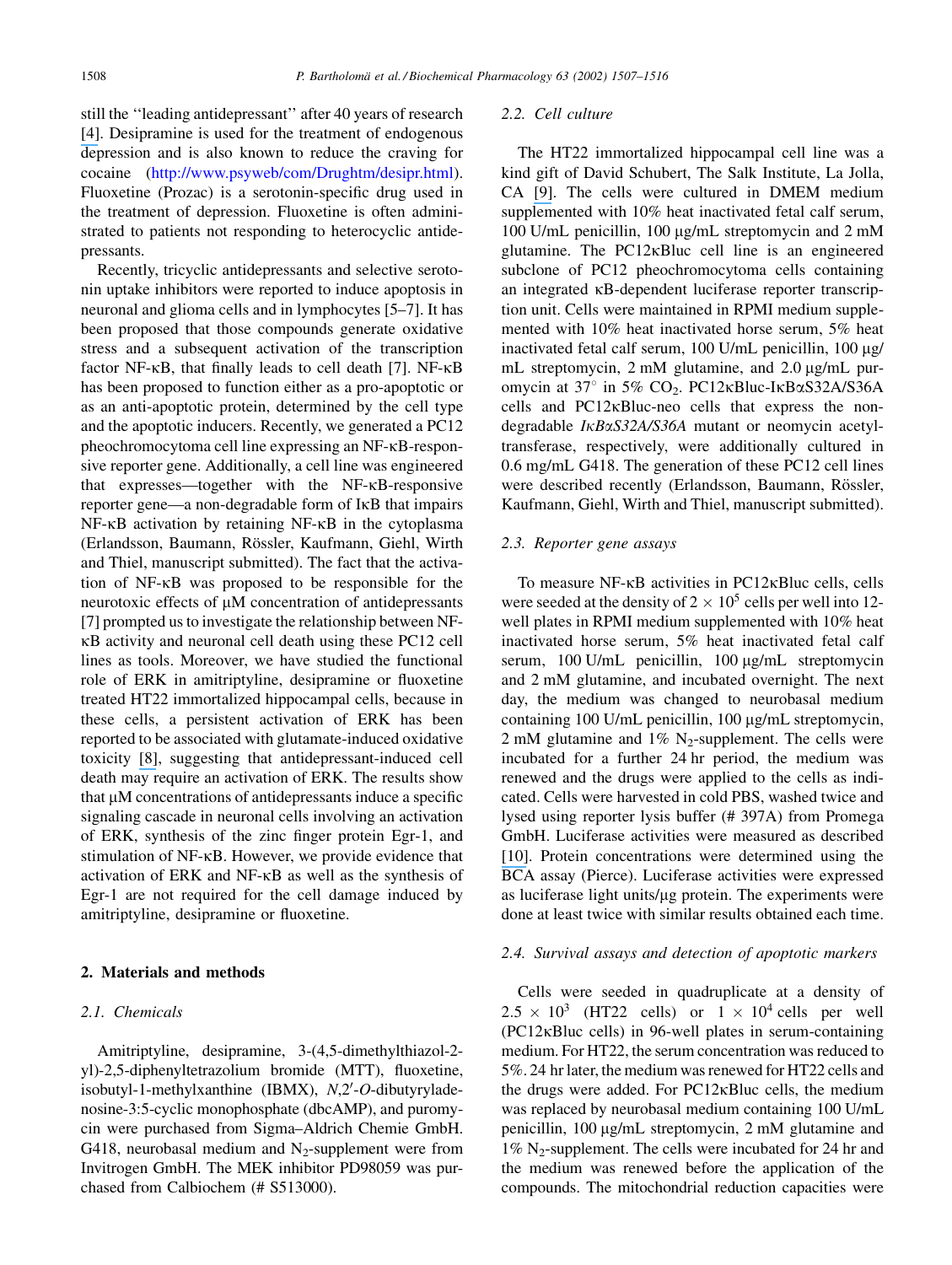still the ''leading antidepressant'' after 40 years of research [4]. Desipramine is used for the treatment of endogenous depression and is also known to reduce the craving for cocaine (http://www.psyweb/com/Drughtm/desipr.html). Fluoxetine (Prozac) is a serotonin-specific drug used in the treatment of depression. Fluoxetine is often administrated to patients not responding to heterocyclic antidepressants.

Recently, tricyclic antidepressants and selective serotonin uptake inhibitors were reported to induce apoptosis in neuronal and glioma cells and in lymphocytes [5–7]. It has been proposed that those compounds generate oxidative stress and a subsequent activation of the transcription factor NF-κB, that finally leads to cell death [7]. NF-κB has been proposed to function either as a pro-apoptotic or as an anti-apoptotic protein, determined by the cell type and the apoptotic inducers. Recently, we generated a PC12 pheochromocytoma cell line expressing an NF-κB-responsive reporter gene. Additionally, a cell line was engineered that expresses—together with the NF-κB-responsive reporter gene—a non-degradable form of IκB that impairs NF-κB activation by retaining NF-κB in the cytoplasma (Erlandsson, Baumann, Rössler, Kaufmann, Giehl, Wirth and Thiel, manuscript submitted). The fact that the activation of NF-κB was proposed to be responsible for the neurotoxic effects of μM concentration of antidepressants [7] prompted us to investigate the relationship between NF-κB activity and neuronal cell death using these PC12 cell lines as tools. Moreover, we have studied the functional role of ERK in amitriptyline, desipramine or fluoxetine treated HT22 immortalized hippocampal cells, because in these cells, a persistent activation of ERK has been reported to be associated with glutamate-induced oxidative toxicity [8], suggesting that antidepressant-induced cell death may require an activation of ERK. The results show that μM concentrations of antidepressants induce a specific signaling cascade in neuronal cells involving an activation of ERK, synthesis of the zinc finger protein Egr-1, and stimulation of NF-κB. However, we provide evidence that activation of ERK and NF-κB as well as the synthesis of Egr-1 are not required for the cell damage induced by amitriptyline, desipramine or fluoxetine.

## 2. Materials and methods

### 2.1. Chemicals

Amitriptyline, desipramine, 3-(4,5-dimethylthiazol-2-yl)-2,5-diphenyltetrazolium bromide (MTT), fluoxetine, isobutyl-1-methylxanthine (IBMX), $N$,2′-$O$-dibutyryladenosine-3:5-cyclic monophosphate (dbcAMP), and puromycin were purchased from Sigma–Aldrich Chemie GmbH. G418, neurobasal medium and $N_2$-supplement were from Invitrogen GmbH. The MEK inhibitor PD98059 was purchased from Calbiochem (# S513000).

### 2.2. Cell culture

The HT22 immortalized hippocampal cell line was a kind gift of David Schubert, The Salk Institute, La Jolla, CA [9]. The cells were cultured in DMEM medium supplemented with 10% heat inactivated fetal calf serum, 100 U/mL penicillin, 100 μg/mL streptomycin and 2 mM glutamine. The PC12κBluc cell line is an engineered subclone of PC12 pheochromocytoma cells containing an integrated κB-dependent luciferase reporter transcription unit. Cells were maintained in RPMI medium supplemented with 10% heat inactivated horse serum, 5% heat inactivated fetal calf serum, 100 U/mL penicillin, 100 μg/mL streptomycin, 2 mM glutamine, and 2.0 μg/mL puromycin at 37° in 5% $CO_2$. PC12κBluc-IκBαS32A/S36A cells and PC12κBluc-neo cells that express the non-degradable *IκBαS32A/S36A* mutant or neomycin acetyltransferase, respectively, were additionally cultured in 0.6 mg/mL G418. The generation of these PC12 cell lines were described recently (Erlandsson, Baumann, Rössler, Kaufmann, Giehl, Wirth and Thiel, manuscript submitted).

### 2.3. Reporter gene assays

To measure NF-κB activities in PC12κBluc cells, cells were seeded at the density of $2 \times 10^5$ cells per well into 12-well plates in RPMI medium supplemented with 10% heat inactivated horse serum, 5% heat inactivated fetal calf serum, 100 U/mL penicillin, 100 μg/mL streptomycin and 2 mM glutamine, and incubated overnight. The next day, the medium was changed to neurobasal medium containing 100 U/mL penicillin, 100 μg/mL streptomycin, 2 mM glutamine and 1% $N_2$-supplement. The cells were incubated for a further 24 hr period, the medium was renewed and the drugs were applied to the cells as indicated. Cells were harvested in cold PBS, washed twice and lysed using reporter lysis buffer (# 397A) from Promega GmbH. Luciferase activities were measured as described [10]. Protein concentrations were determined using the BCA assay (Pierce). Luciferase activities were expressed as luciferase light units/μg protein. The experiments were done at least twice with similar results obtained each time.

### 2.4. Survival assays and detection of apoptotic markers

Cells were seeded in quadruplicate at a density of $2.5 \times 10^3$ (HT22 cells) or $1 \times 10^4$ cells per well (PC12κBluc cells) in 96-well plates in serum-containing medium. For HT22, the serum concentration was reduced to 5%. 24 hr later, the medium was renewed for HT22 cells and the drugs were added. For PC12κBluc cells, the medium was replaced by neurobasal medium containing 100 U/mL penicillin, 100 μg/mL streptomycin, 2 mM glutamine and 1% $N_2$-supplement. The cells were incubated for 24 hr and the medium was renewed before the application of the compounds. The mitochondrial reduction capacities were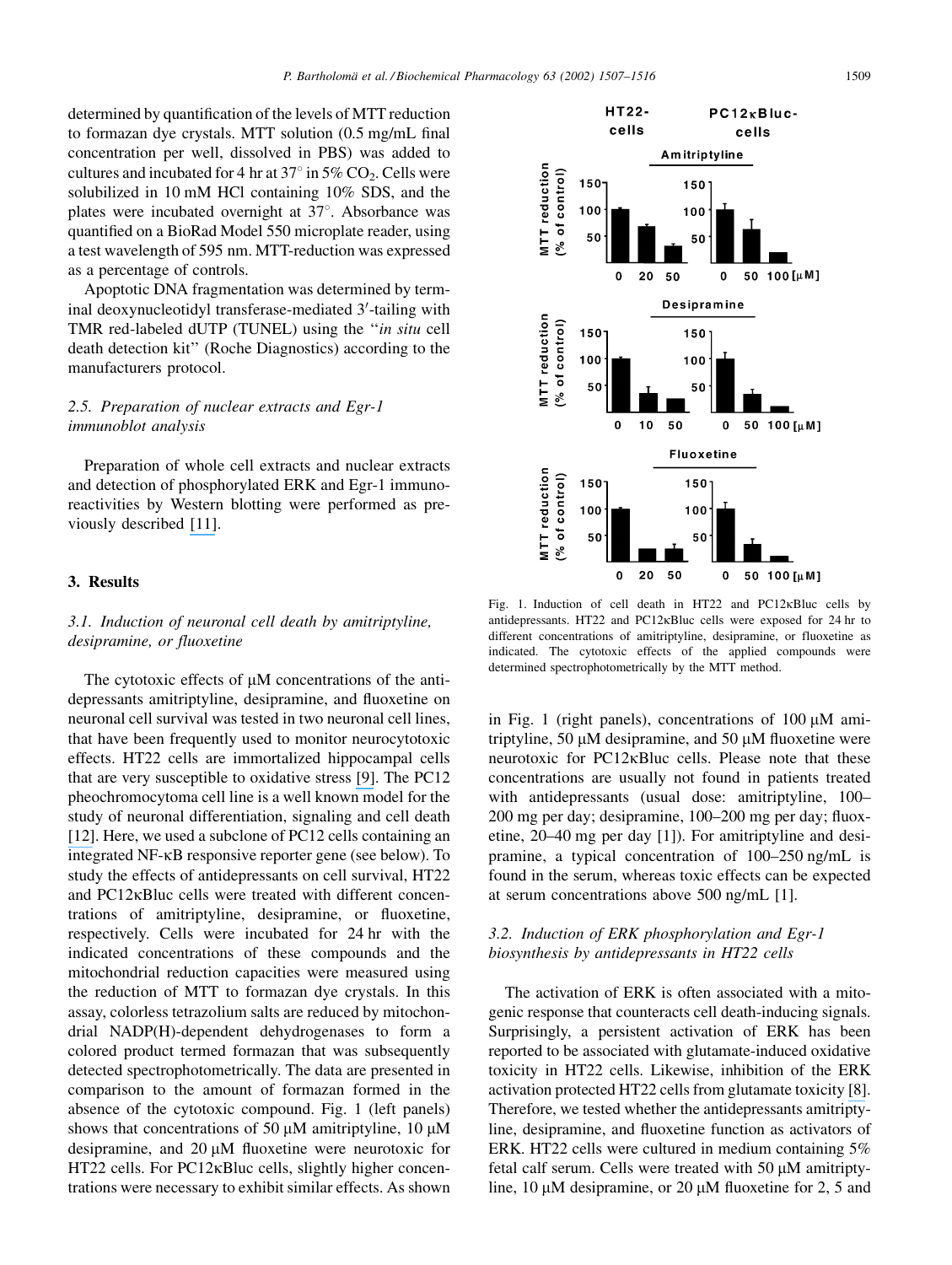determined by quantification of the levels of MTT reduction to formazan dye crystals. MTT solution (0.5 mg/mL final concentration per well, dissolved in PBS) was added to cultures and incubated for 4 hr at 37° in 5% $CO_2$. Cells were solubilized in 10 mM HCl containing 10% SDS, and the plates were incubated overnight at 37°. Absorbance was quantified on a BioRad Model 550 microplate reader, using a test wavelength of 595 nm. MTT-reduction was expressed as a percentage of controls.

Apoptotic DNA fragmentation was determined by terminal deoxynucleotidyl transferase-mediated 3′-tailing with TMR red-labeled dUTP (TUNEL) using the "*in situ* cell death detection kit" (Roche Diagnostics) according to the manufacturers protocol.

### *2.5. Preparation of nuclear extracts and Egr-1 immunoblot analysis*

Preparation of whole cell extracts and nuclear extracts and detection of phosphorylated ERK and Egr-1 immunoreactivities by Western blotting were performed as previously described [11].

## 3. Results

### *3.1. Induction of neuronal cell death by amitriptyline, desipramine, or fluoxetine*

The cytotoxic effects of μM concentrations of the antidepressants amitriptyline, desipramine, and fluoxetine on neuronal cell survival was tested in two neuronal cell lines, that have been frequently used to monitor neurocytotoxic effects. HT22 cells are immortalized hippocampal cells that are very susceptible to oxidative stress [9]. The PC12 pheochromocytoma cell line is a well known model for the study of neuronal differentiation, signaling and cell death [12]. Here, we used a subclone of PC12 cells containing an integrated NF-κB responsive reporter gene (see below). To study the effects of antidepressants on cell survival, HT22 and PC12κBluc cells were treated with different concentrations of amitriptyline, desipramine, or fluoxetine, respectively. Cells were incubated for 24 hr with the indicated concentrations of these compounds and the mitochondrial reduction capacities were measured using the reduction of MTT to formazan dye crystals. In this assay, colorless tetrazolium salts are reduced by mitochondrial NADP(H)-dependent dehydrogenases to form a colored product termed formazan that was subsequently detected spectrophotometrically. The data are presented in comparison to the amount of formazan formed in the absence of the cytotoxic compound. Fig. 1 (left panels) shows that concentrations of 50 μM amitriptyline, 10 μM desipramine, and 20 μM fluoxetine were neurotoxic for HT22 cells. For PC12κBluc cells, slightly higher concentrations were necessary to exhibit similar effects. As shown in Fig. 1 (right panels), concentrations of 100 μM amitriptyline, 50 μM desipramine, and 50 μM fluoxetine were neurotoxic for PC12κBluc cells. Please note that these concentrations are usually not found in patients treated with antidepressants (usual dose: amitriptyline, 100–200 mg per day; desipramine, 100–200 mg per day; fluoxetine, 20–40 mg per day [1]). For amitriptyline and desipramine, a typical concentration of 100–250 ng/mL is found in the serum, whereas toxic effects can be expected at serum concentrations above 500 ng/mL [1].

Fig. 1. Induction of cell death in HT22 and PC12κBluc cells by antidepressants. HT22 and PC12κBluc cells were exposed for 24 hr to different concentrations of amitriptyline, desipramine, or fluoxetine as indicated. The cytotoxic effects of the applied compounds were determined spectrophotometrically by the MTT method.

### *3.2. Induction of ERK phosphorylation and Egr-1 biosynthesis by antidepressants in HT22 cells*

The activation of ERK is often associated with a mitogenic response that counteracts cell death-inducing signals. Surprisingly, a persistent activation of ERK has been reported to be associated with glutamate-induced oxidative toxicity in HT22 cells. Likewise, inhibition of the ERK activation protected HT22 cells from glutamate toxicity [8]. Therefore, we tested whether the antidepressants amitriptyline, desipramine, and fluoxetine function as activators of ERK. HT22 cells were cultured in medium containing 5% fetal calf serum. Cells were treated with 50 μM amitriptyline, 10 μM desipramine, or 20 μM fluoxetine for 2, 5 and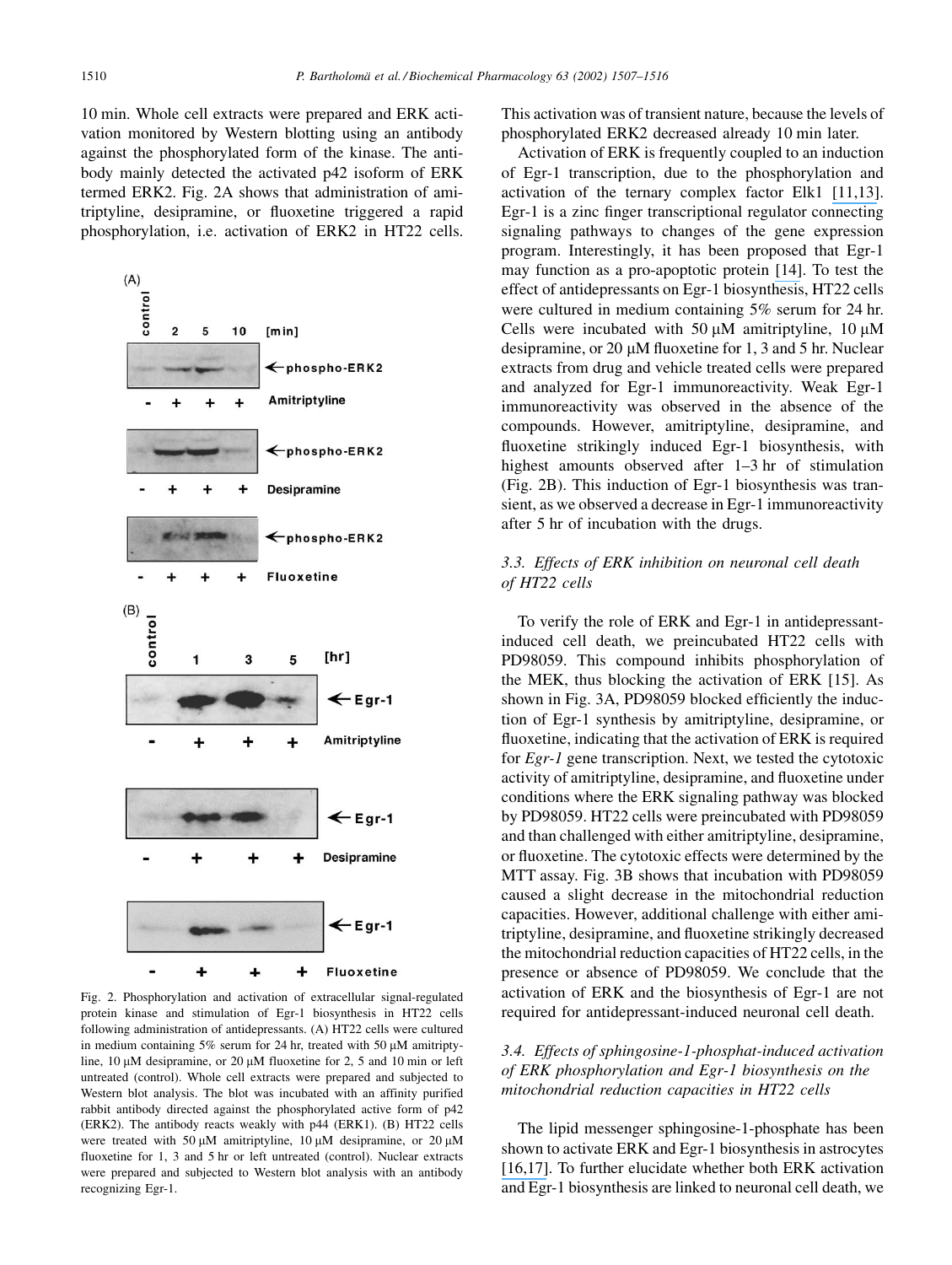10 min. Whole cell extracts were prepared and ERK activation monitored by Western blotting using an antibody against the phosphorylated form of the kinase. The antibody mainly detected the activated p42 isoform of ERK termed ERK2. Fig. 2A shows that administration of amitriptyline, desipramine, or fluoxetine triggered a rapid phosphorylation, i.e. activation of ERK2 in HT22 cells. This activation was of transient nature, because the levels of phosphorylated ERK2 decreased already 10 min later.

Fig. 2. Phosphorylation and activation of extracellular signal-regulated protein kinase and stimulation of Egr-1 biosynthesis in HT22 cells following administration of antidepressants. (A) HT22 cells were cultured in medium containing 5% serum for 24 hr, treated with 50 μM amitriptyline, 10 μM desipramine, or 20 μM fluoxetine for 2, 5 and 10 min or left untreated (control). Whole cell extracts were prepared and subjected to Western blot analysis. The blot was incubated with an affinity purified rabbit antibody directed against the phosphorylated active form of p42 (ERK2). The antibody reacts weakly with p44 (ERK1). (B) HT22 cells were treated with 50 μM amitriptyline, 10 μM desipramine, or 20 μM fluoxetine for 1, 3 and 5 hr or left untreated (control). Nuclear extracts were prepared and subjected to Western blot analysis with an antibody recognizing Egr-1.

Activation of ERK is frequently coupled to an induction of Egr-1 transcription, due to the phosphorylation and activation of the ternary complex factor Elk1 [11,13]. Egr-1 is a zinc finger transcriptional regulator connecting signaling pathways to changes of the gene expression program. Interestingly, it has been proposed that Egr-1 may function as a pro-apoptotic protein [14]. To test the effect of antidepressants on Egr-1 biosynthesis, HT22 cells were cultured in medium containing 5% serum for 24 hr. Cells were incubated with 50 μM amitriptyline, 10 μM desipramine, or 20 μM fluoxetine for 1, 3 and 5 hr. Nuclear extracts from drug and vehicle treated cells were prepared and analyzed for Egr-1 immunoreactivity. Weak Egr-1 immunoreactivity was observed in the absence of the compounds. However, amitriptyline, desipramine, and fluoxetine strikingly induced Egr-1 biosynthesis, with highest amounts observed after 1–3 hr of stimulation (Fig. 2B). This induction of Egr-1 biosynthesis was transient, as we observed a decrease in Egr-1 immunoreactivity after 5 hr of incubation with the drugs.

### 3.3. Effects of ERK inhibition on neuronal cell death of HT22 cells

To verify the role of ERK and Egr-1 in antidepressant-induced cell death, we preincubated HT22 cells with PD98059. This compound inhibits phosphorylation of the MEK, thus blocking the activation of ERK [15]. As shown in Fig. 3A, PD98059 blocked efficiently the induction of Egr-1 synthesis by amitriptyline, desipramine, or fluoxetine, indicating that the activation of ERK is required for *Egr-1* gene transcription. Next, we tested the cytotoxic activity of amitriptyline, desipramine, and fluoxetine under conditions where the ERK signaling pathway was blocked by PD98059. HT22 cells were preincubated with PD98059 and than challenged with either amitriptyline, desipramine, or fluoxetine. The cytotoxic effects were determined by the MTT assay. Fig. 3B shows that incubation with PD98059 caused a slight decrease in the mitochondrial reduction capacities. However, additional challenge with either amitriptyline, desipramine, and fluoxetine strikingly decreased the mitochondrial reduction capacities of HT22 cells, in the presence or absence of PD98059. We conclude that the activation of ERK and the biosynthesis of Egr-1 are not required for antidepressant-induced neuronal cell death.

### 3.4. Effects of sphingosine-1-phosphat-induced activation of ERK phosphorylation and Egr-1 biosynthesis on the mitochondrial reduction capacities in HT22 cells

The lipid messenger sphingosine-1-phosphate has been shown to activate ERK and Egr-1 biosynthesis in astrocytes [16,17]. To further elucidate whether both ERK activation and Egr-1 biosynthesis are linked to neuronal cell death, we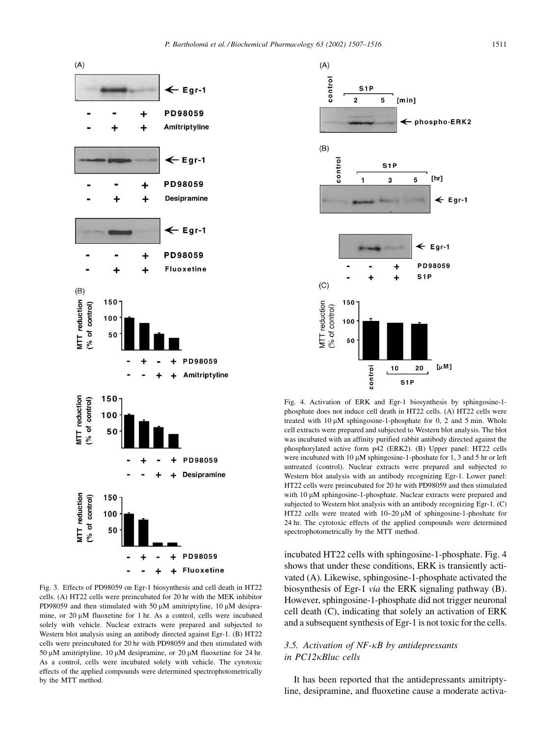Fig. 3. Effects of PD98059 on Egr-1 biosynthesis and cell death in HT22 cells. (A) HT22 cells were preincubated for 20 hr with the MEK inhibitor PD98059 and then stimulated with 50 μM amitriptyline, 10 μM desipramine, or 20 μM fluoxetine for 1 hr. As a control, cells were incubated solely with vehicle. Nuclear extracts were prepared and subjected to Western blot analysis using an antibody directed against Egr-1. (B) HT22 cells were preincubated for 20 hr with PD98059 and then stimulated with 50 μM amitriptyline, 10 μM desipramine, or 20 μM fluoxetine for 24 hr. As a control, cells were incubated solely with vehicle. The cytotoxic effects of the applied compounds were determined spectrophotometrically by the MTT method.

Fig. 4. Activation of ERK and Egr-1 biosynthesis by sphingosine-1-phosphate does not induce cell death in HT22 cells. (A) HT22 cells were treated with 10 μM sphingosine-1-phosphate for 0, 2 and 5 min. Whole cell extracts were prepared and subjected to Western blot analysis. The blot was incubated with an affinity purified rabbit antibody directed against the phosphorylated active form p42 (ERK2). (B) Upper panel: HT22 cells were incubated with 10 μM sphingosine-1-phoshate for 1, 3 and 5 hr or left untreated (control). Nuclear extracts were prepared and subjected to Western blot analysis with an antibody recognizing Egr-1. Lower panel: HT22 cells were preincubated for 20 hr with PD98059 and then stimulated with 10 μM sphingosine-1-phosphate. Nuclear extracts were prepared and subjected to Western blot analysis with an antibody recognizing Egr-1. (C) HT22 cells were treated with 10–20 μM of sphingosine-1-phoshate for 24 hr. The cytotoxic effects of the applied compounds were determined spectrophotometrically by the MTT method.

incubated HT22 cells with sphingosine-1-phosphate. Fig. 4 shows that under these conditions, ERK is transiently activated (A). Likewise, sphingosine-1-phosphate activated the biosynthesis of Egr-1 *via* the ERK signaling pathway (B). However, sphingosine-1-phosphate did not trigger neuronal cell death (C), indicating that solely an activation of ERK and a subsequent synthesis of Egr-1 is not toxic for the cells.

### 3.5. Activation of NF-κB by antidepressants in PC12κBluc cells

It has been reported that the antidepressants amitriptyline, desipramine, and fluoxetine cause a moderate activa-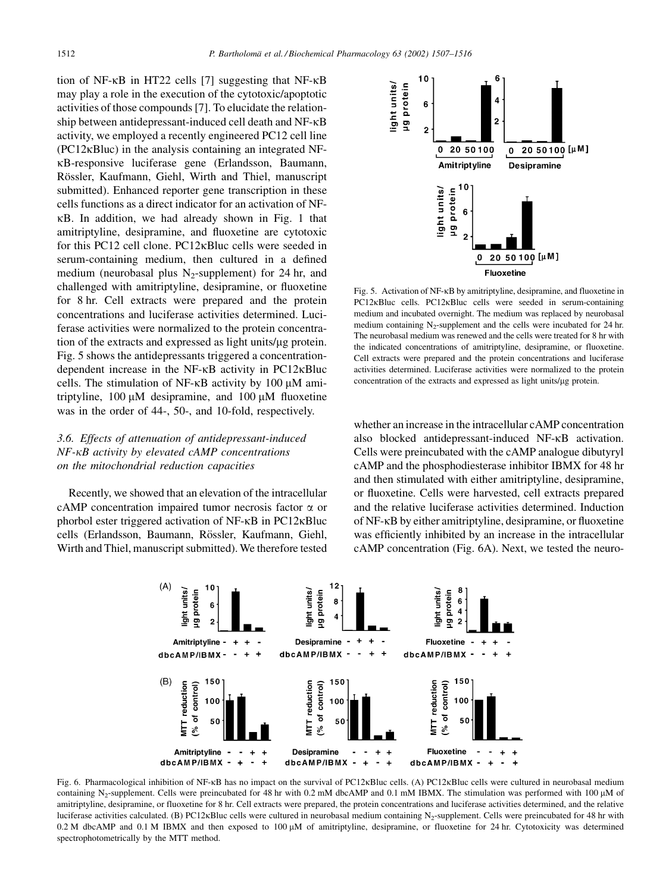tion of NF-κB in HT22 cells [7] suggesting that NF-κB may play a role in the execution of the cytotoxic/apoptotic activities of those compounds [7]. To elucidate the relationship between antidepressant-induced cell death and NF-κB activity, we employed a recently engineered PC12 cell line (PC12κBluc) in the analysis containing an integrated NF-κB-responsive luciferase gene (Erlandsson, Baumann, Rössler, Kaufmann, Giehl, Wirth and Thiel, manuscript submitted). Enhanced reporter gene transcription in these cells functions as a direct indicator for an activation of NF-κB. In addition, we had already shown in Fig. 1 that amitriptyline, desipramine, and fluoxetine are cytotoxic for this PC12 cell clone. PC12κBluc cells were seeded in serum-containing medium, then cultured in a defined medium (neurobasal plus $N_2$-supplement) for 24 hr, and challenged with amitriptyline, desipramine, or fluoxetine for 8 hr. Cell extracts were prepared and the protein concentrations and luciferase activities determined. Luciferase activities were normalized to the protein concentration of the extracts and expressed as light units/μg protein. Fig. 5 shows the antidepressants triggered a concentration-dependent increase in the NF-κB activity in PC12κBluc cells. The stimulation of NF-κB activity by 100 μM amitriptyline, 100 μM desipramine, and 100 μM fluoxetine was in the order of 44-, 50-, and 10-fold, respectively.

Fig. 5. Activation of NF-κB by amitriptyline, desipramine, and fluoxetine in PC12κBluc cells. PC12κBluc cells were seeded in serum-containing medium and incubated overnight. The medium was replaced by neurobasal medium containing $N_2$-supplement and the cells were incubated for 24 hr. The neurobasal medium was renewed and the cells were treated for 8 hr with the indicated concentrations of amitriptyline, desipramine, or fluoxetine. Cell extracts were prepared and the protein concentrations and luciferase activities determined. Luciferase activities were normalized to the protein concentration of the extracts and expressed as light units/μg protein.

### 3.6. Effects of attenuation of antidepressant-induced NF-κB activity by elevated cAMP concentrations on the mitochondrial reduction capacities

Recently, we showed that an elevation of the intracellular cAMP concentration impaired tumor necrosis factor α or phorbol ester triggered activation of NF-κB in PC12κBluc cells (Erlandsson, Baumann, Rössler, Kaufmann, Giehl, Wirth and Thiel, manuscript submitted). We therefore tested whether an increase in the intracellular cAMP concentration also blocked antidepressant-induced NF-κB activation. Cells were preincubated with the cAMP analogue dibutyryl cAMP and the phosphodiesterase inhibitor IBMX for 48 hr and then stimulated with either amitriptyline, desipramine, or fluoxetine. Cells were harvested, cell extracts prepared and the relative luciferase activities determined. Induction of NF-κB by either amitriptyline, desipramine, or fluoxetine was efficiently inhibited by an increase in the intracellular cAMP concentration (Fig. 6A). Next, we tested the neuro-

Fig. 6. Pharmacological inhibition of NF-κB has no impact on the survival of PC12κBluc cells. (A) PC12κBluc cells were cultured in neurobasal medium containing $N_2$-supplement. Cells were preincubated for 48 hr with 0.2 mM dbcAMP and 0.1 mM IBMX. The stimulation was performed with 100 μM of amitriptyline, desipramine, or fluoxetine for 8 hr. Cell extracts were prepared, the protein concentrations and luciferase activities determined, and the relative luciferase activities calculated. (B) PC12κBluc cells were cultured in neurobasal medium containing $N_2$-supplement. Cells were preincubated for 48 hr with 0.2 M dbcAMP and 0.1 M IBMX and then exposed to 100 μM of amitriptyline, desipramine, or fluoxetine for 24 hr. Cytotoxicity was determined spectrophotometrically by the MTT method.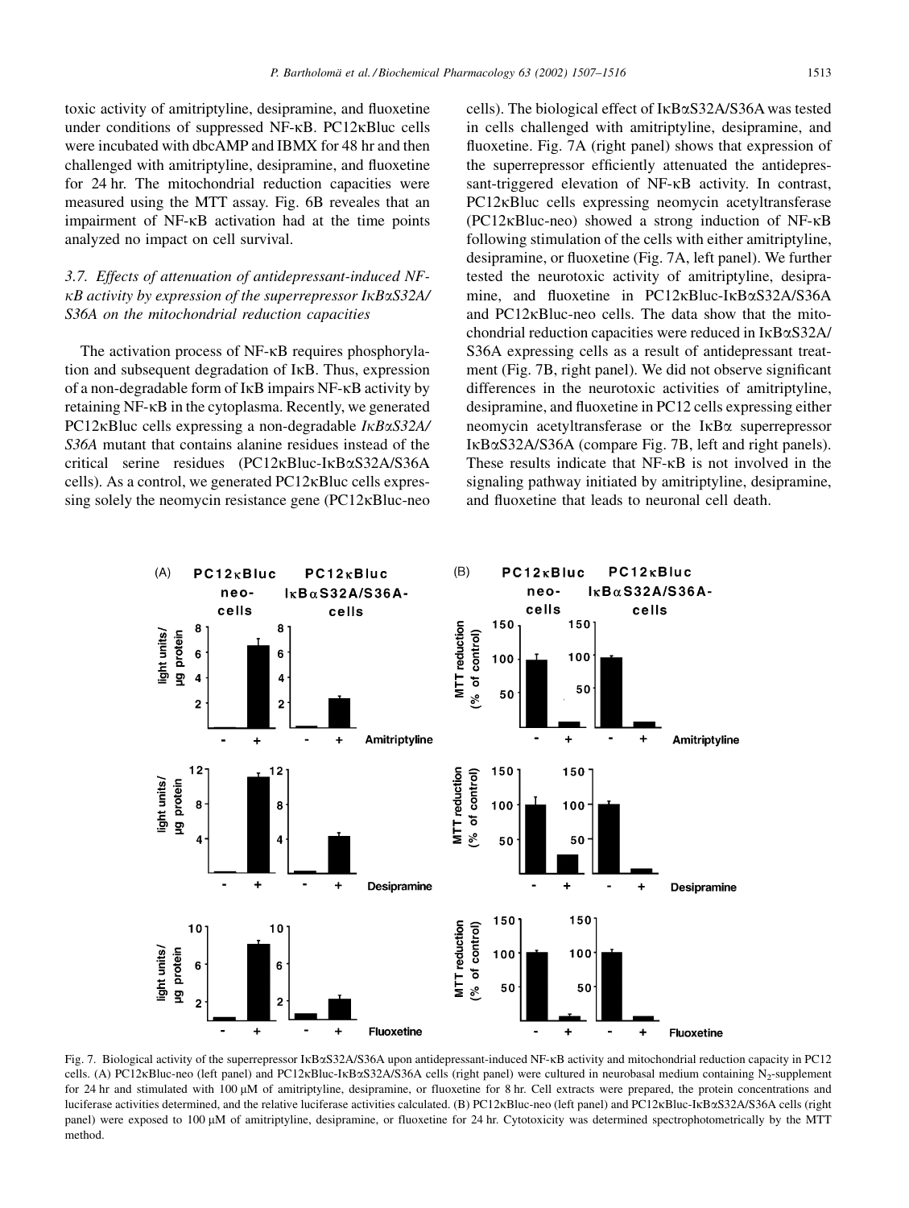toxic activity of amitriptyline, desipramine, and fluoxetine under conditions of suppressed NF-κB. PC12κBluc cells were incubated with dbcAMP and IBMX for 48 hr and then challenged with amitriptyline, desipramine, and fluoxetine for 24 hr. The mitochondrial reduction capacities were measured using the MTT assay. Fig. 6B reveales that an impairment of NF-κB activation had at the time points analyzed no impact on cell survival.

### 3.7. Effects of attenuation of antidepressant-induced NF-κB activity by expression of the superrepressor IκBαS32A/S36A on the mitochondrial reduction capacities

The activation process of NF-κB requires phosphorylation and subsequent degradation of IκB. Thus, expression of a non-degradable form of IκB impairs NF-κB activity by retaining NF-κB in the cytoplasma. Recently, we generated PC12κBluc cells expressing a non-degradable *IκBαS32A/S36A* mutant that contains alanine residues instead of the critical serine residues (PC12κBluc-IκBαS32A/S36A cells). As a control, we generated PC12κBluc cells expressing solely the neomycin resistance gene (PC12κBluc-neo cells). The biological effect of IκBαS32A/S36A was tested in cells challenged with amitriptyline, desipramine, and fluoxetine. Fig. 7A (right panel) shows that expression of the superrepressor efficiently attenuated the antidepressant-triggered elevation of NF-κB activity. In contrast, PC12κBluc cells expressing neomycin acetyltransferase (PC12κBluc-neo) showed a strong induction of NF-κB following stimulation of the cells with either amitriptyline, desipramine, or fluoxetine (Fig. 7A, left panel). We further tested the neurotoxic activity of amitriptyline, desipramine, and fluoxetine in PC12κBluc-IκBαS32A/S36A and PC12κBluc-neo cells. The data show that the mitochondrial reduction capacities were reduced in IκBαS32A/S36A expressing cells as a result of antidepressant treatment (Fig. 7B, right panel). We did not observe significant differences in the neurotoxic activities of amitriptyline, desipramine, and fluoxetine in PC12 cells expressing either neomycin acetyltransferase or the IκBα superrepressor IκBαS32A/S36A (compare Fig. 7B, left and right panels). These results indicate that NF-κB is not involved in the signaling pathway initiated by amitriptyline, desipramine, and fluoxetine that leads to neuronal cell death.

Fig. 7. Biological activity of the superrepressor IκBαS32A/S36A upon antidepressant-induced NF-κB activity and mitochondrial reduction capacity in PC12 cells. (A) PC12κBluc-neo (left panel) and PC12κBluc-IκBαS32A/S36A cells (right panel) were cultured in neurobasal medium containing $N_2$-supplement for 24 hr and stimulated with 100 μM of amitriptyline, desipramine, or fluoxetine for 8 hr. Cell extracts were prepared, the protein concentrations and luciferase activities determined, and the relative luciferase activities calculated. (B) PC12κBluc-neo (left panel) and PC12κBluc-IκBαS32A/S36A cells (right panel) were exposed to 100 μM of amitriptyline, desipramine, or fluoxetine for 24 hr. Cytotoxicity was determined spectrophotometrically by the MTT method.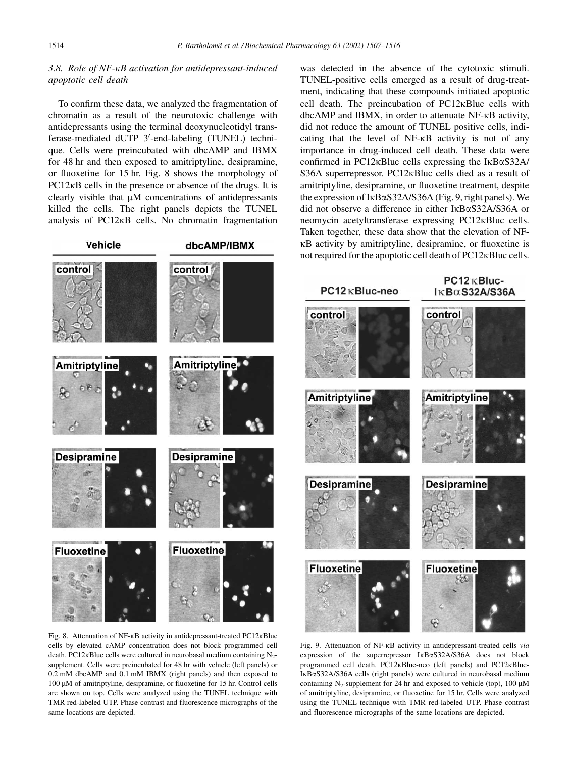### 3.8. Role of NF-κB activation for antidepressant-induced apoptotic cell death

To confirm these data, we analyzed the fragmentation of chromatin as a result of the neurotoxic challenge with antidepressants using the terminal deoxynucleotidyl transferase-mediated dUTP 3′-end-labeling (TUNEL) technique. Cells were preincubated with dbcAMP and IBMX for 48 hr and then exposed to amitriptyline, desipramine, or fluoxetine for 15 hr. Fig. 8 shows the morphology of PC12κB cells in the presence or absence of the drugs. It is clearly visible that μM concentrations of antidepressants killed the cells. The right panels depicts the TUNEL analysis of PC12κB cells. No chromatin fragmentation was detected in the absence of the cytotoxic stimuli. TUNEL-positive cells emerged as a result of drug-treatment, indicating that these compounds initiated apoptotic cell death. The preincubation of PC12κBluc cells with dbcAMP and IBMX, in order to attenuate NF-κB activity, did not reduce the amount of TUNEL positive cells, indicating that the level of NF-κB activity is not of any importance in drug-induced cell death. These data were confirmed in PC12κBluc cells expressing the IκBαS32A/S36A superrepressor. PC12κBluc cells died as a result of amitriptyline, desipramine, or fluoxetine treatment, despite the expression of IκBαS32A/S36A (Fig. 9, right panels). We did not observe a difference in either IκBαS32A/S36A or neomycin acetyltransferase expressing PC12κBluc cells. Taken together, these data show that the elevation of NF-κB activity by amitriptyline, desipramine, or fluoxetine is not required for the apoptotic cell death of PC12κBluc cells.

Fig. 8. Attenuation of NF-κB activity in antidepressant-treated PC12κBluc cells by elevated cAMP concentration does not block programmed cell death. PC12κBluc cells were cultured in neurobasal medium containing $N_2$-supplement. Cells were preincubated for 48 hr with vehicle (left panels) or 0.2 mM dbcAMP and 0.1 mM IBMX (right panels) and then exposed to 100 μM of amitriptyline, desipramine, or fluoxetine for 15 hr. Control cells are shown on top. Cells were analyzed using the TUNEL technique with TMR red-labeled UTP. Phase contrast and fluorescence micrographs of the same locations are depicted.

Fig. 9. Attenuation of NF-κB activity in antidepressant-treated cells *via* expression of the superrepressor IκBαS32A/S36A does not block programmed cell death. PC12κBluc-neo (left panels) and PC12κBluc-IκBαS32A/S36A cells (right panels) were cultured in neurobasal medium containing $N_2$-supplement for 24 hr and exposed to vehicle (top), 100 μM of amitriptyline, desipramine, or fluoxetine for 15 hr. Cells were analyzed using the TUNEL technique with TMR red-labeled UTP. Phase contrast and fluorescence micrographs of the same locations are depicted.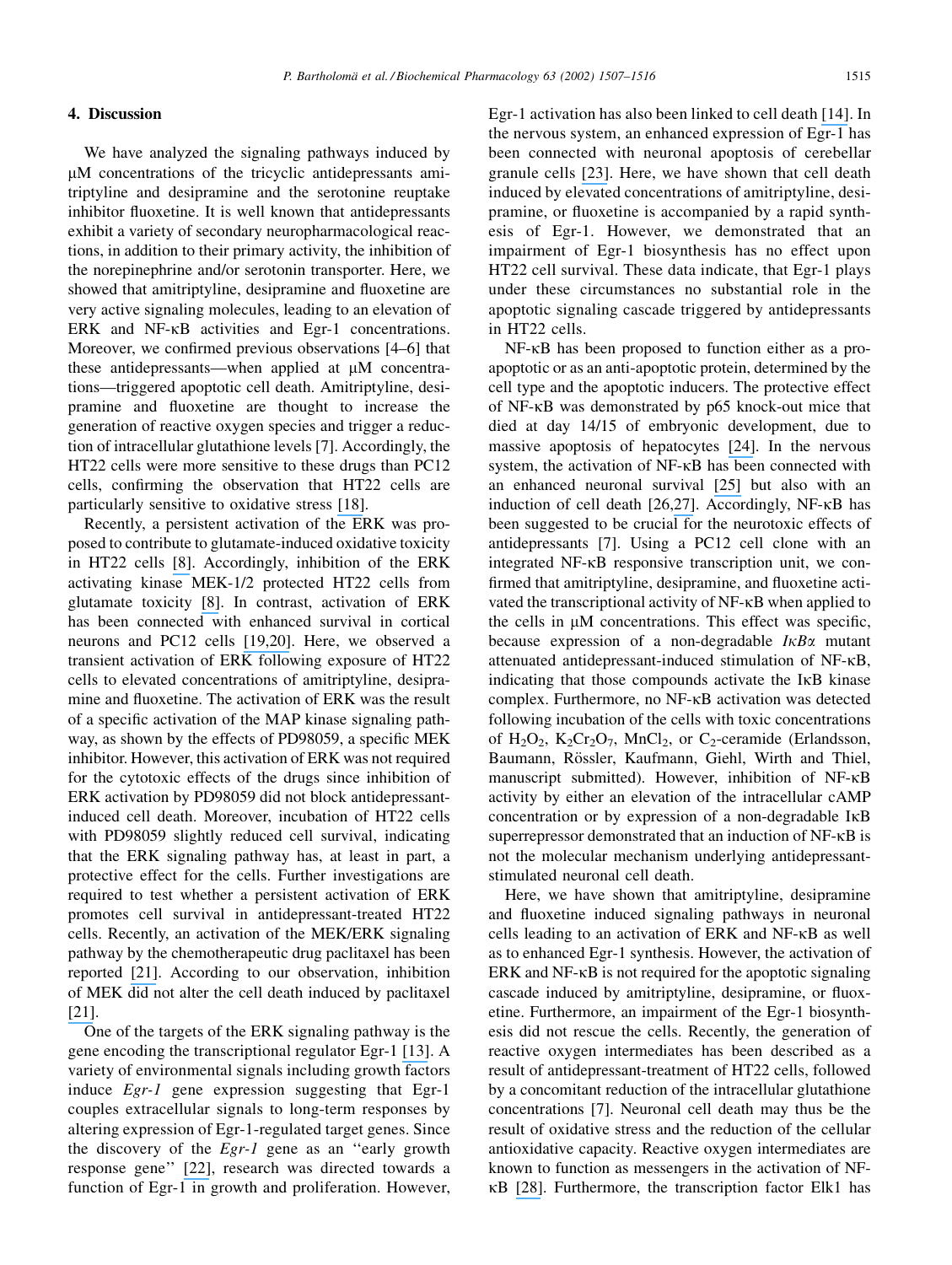## 4. Discussion

We have analyzed the signaling pathways induced by μM concentrations of the tricyclic antidepressants amitriptyline and desipramine and the serotonine reuptake inhibitor fluoxetine. It is well known that antidepressants exhibit a variety of secondary neuropharmacological reactions, in addition to their primary activity, the inhibition of the norepinephrine and/or serotonin transporter. Here, we showed that amitriptyline, desipramine and fluoxetine are very active signaling molecules, leading to an elevation of ERK and NF-κB activities and Egr-1 concentrations. Moreover, we confirmed previous observations [4–6] that these antidepressants—when applied at μM concentrations—triggered apoptotic cell death. Amitriptyline, desipramine and fluoxetine are thought to increase the generation of reactive oxygen species and trigger a reduction of intracellular glutathione levels [7]. Accordingly, the HT22 cells were more sensitive to these drugs than PC12 cells, confirming the observation that HT22 cells are particularly sensitive to oxidative stress [18].

Recently, a persistent activation of the ERK was proposed to contribute to glutamate-induced oxidative toxicity in HT22 cells [8]. Accordingly, inhibition of the ERK activating kinase MEK-1/2 protected HT22 cells from glutamate toxicity [8]. In contrast, activation of ERK has been connected with enhanced survival in cortical neurons and PC12 cells [19,20]. Here, we observed a transient activation of ERK following exposure of HT22 cells to elevated concentrations of amitriptyline, desipramine and fluoxetine. The activation of ERK was the result of a specific activation of the MAP kinase signaling pathway, as shown by the effects of PD98059, a specific MEK inhibitor. However, this activation of ERK was not required for the cytotoxic effects of the drugs since inhibition of ERK activation by PD98059 did not block antidepressant-induced cell death. Moreover, incubation of HT22 cells with PD98059 slightly reduced cell survival, indicating that the ERK signaling pathway has, at least in part, a protective effect for the cells. Further investigations are required to test whether a persistent activation of ERK promotes cell survival in antidepressant-treated HT22 cells. Recently, an activation of the MEK/ERK signaling pathway by the chemotherapeutic drug paclitaxel has been reported [21]. According to our observation, inhibition of MEK did not alter the cell death induced by paclitaxel [21].

One of the targets of the ERK signaling pathway is the gene encoding the transcriptional regulator Egr-1 [13]. A variety of environmental signals including growth factors induce *Egr-1* gene expression suggesting that Egr-1 couples extracellular signals to long-term responses by altering expression of Egr-1-regulated target genes. Since the discovery of the *Egr-1* gene as an "early growth response gene" [22], research was directed towards a function of Egr-1 in growth and proliferation. However, Egr-1 activation has also been linked to cell death [14]. In the nervous system, an enhanced expression of Egr-1 has been connected with neuronal apoptosis of cerebellar granule cells [23]. Here, we have shown that cell death induced by elevated concentrations of amitriptyline, desipramine, or fluoxetine is accompanied by a rapid synthesis of Egr-1. However, we demonstrated that an impairment of Egr-1 biosynthesis has no effect upon HT22 cell survival. These data indicate, that Egr-1 plays under these circumstances no substantial role in the apoptotic signaling cascade triggered by antidepressants in HT22 cells.

NF-κB has been proposed to function either as a pro-apoptotic or as an anti-apoptotic protein, determined by the cell type and the apoptotic inducers. The protective effect of NF-κB was demonstrated by p65 knock-out mice that died at day 14/15 of embryonic development, due to massive apoptosis of hepatocytes [24]. In the nervous system, the activation of NF-κB has been connected with an enhanced neuronal survival [25] but also with an induction of cell death [26,27]. Accordingly, NF-κB has been suggested to be crucial for the neurotoxic effects of antidepressants [7]. Using a PC12 cell clone with an integrated NF-κB responsive transcription unit, we confirmed that amitriptyline, desipramine, and fluoxetine activated the transcriptional activity of NF-κB when applied to the cells in μM concentrations. This effect was specific, because expression of a non-degradable *IκBα* mutant attenuated antidepressant-induced stimulation of NF-κB, indicating that those compounds activate the IκB kinase complex. Furthermore, no NF-κB activation was detected following incubation of the cells with toxic concentrations of $H_2O_2$, $K_2Cr_2O_7$, $MnCl_2$, or $C_2$-ceramide (Erlandsson, Baumann, Rössler, Kaufmann, Giehl, Wirth and Thiel, manuscript submitted). However, inhibition of NF-κB activity by either an elevation of the intracellular cAMP concentration or by expression of a non-degradable IκB superrepressor demonstrated that an induction of NF-κB is not the molecular mechanism underlying antidepressant-stimulated neuronal cell death.

Here, we have shown that amitriptyline, desipramine and fluoxetine induced signaling pathways in neuronal cells leading to an activation of ERK and NF-κB as well as to enhanced Egr-1 synthesis. However, the activation of ERK and NF-κB is not required for the apoptotic signaling cascade induced by amitriptyline, desipramine, or fluoxetine. Furthermore, an impairment of the Egr-1 biosynthesis did not rescue the cells. Recently, the generation of reactive oxygen intermediates has been described as a result of antidepressant-treatment of HT22 cells, followed by a concomitant reduction of the intracellular glutathione concentrations [7]. Neuronal cell death may thus be the result of oxidative stress and the reduction of the cellular antioxidative capacity. Reactive oxygen intermediates are known to function as messengers in the activation of NF-κB [28]. Furthermore, the transcription factor Elk1 has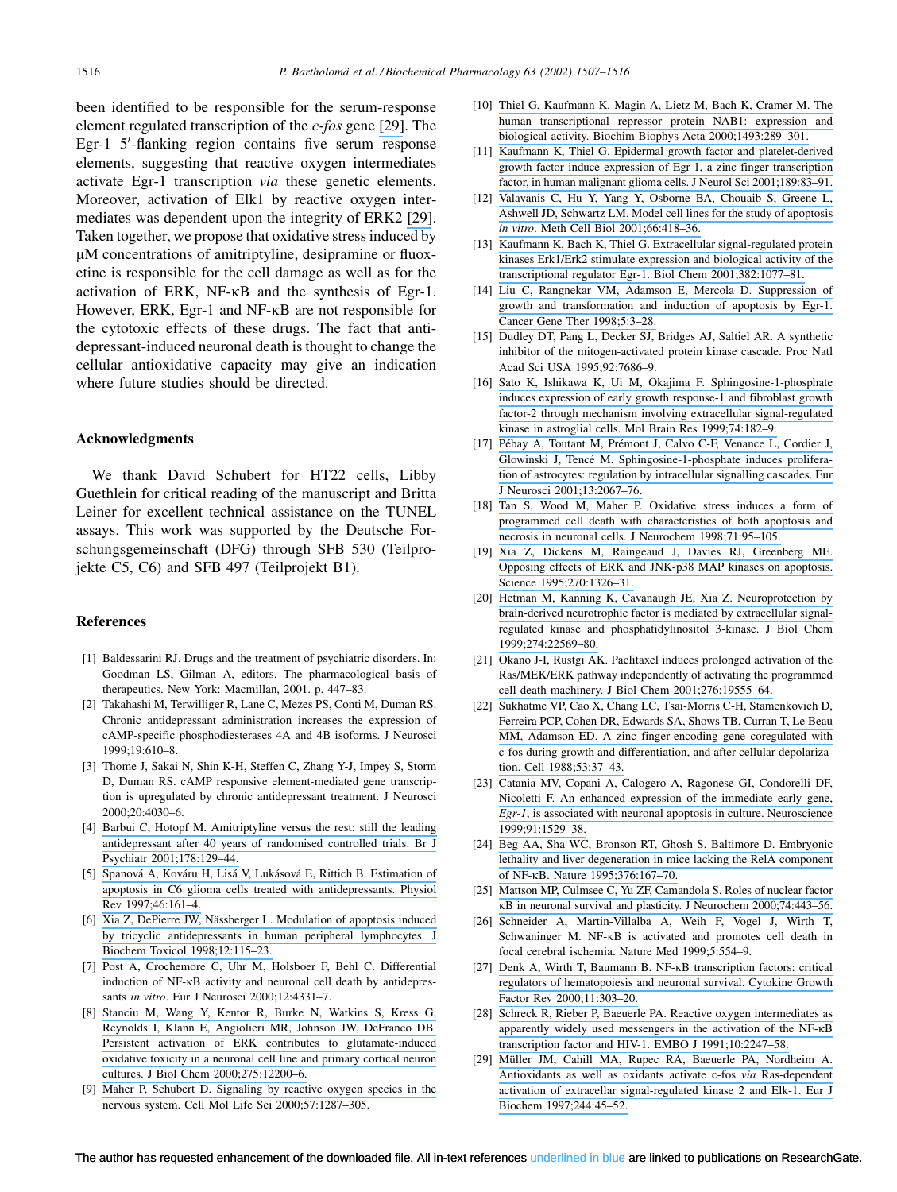been identified to be responsible for the serum-response element regulated transcription of the *c-fos* gene [29]. The Egr-1 5′-flanking region contains five serum response elements, suggesting that reactive oxygen intermediates activate Egr-1 transcription *via* these genetic elements. Moreover, activation of Elk1 by reactive oxygen intermediates was dependent upon the integrity of ERK2 [29]. Taken together, we propose that oxidative stress induced by μM concentrations of amitriptyline, desipramine or fluoxetine is responsible for the cell damage as well as for the activation of ERK, NF-κB and the synthesis of Egr-1. However, ERK, Egr-1 and NF-κB are not responsible for the cytotoxic effects of these drugs. The fact that antidepressant-induced neuronal death is thought to change the cellular antioxidative capacity may give an indication where future studies should be directed.

## Acknowledgments

We thank David Schubert for HT22 cells, Libby Guethlein for critical reading of the manuscript and Britta Leiner for excellent technical assistance on the TUNEL assays. This work was supported by the Deutsche Forschungsgemeinschaft (DFG) through SFB 530 (Teilprojekte C5, C6) and SFB 497 (Teilprojekt B1).

## References

[1] Baldessarini RJ. Drugs and the treatment of psychiatric disorders. In: Goodman LS, Gilman A, editors. The pharmacological basis of therapeutics. New York: Macmillan, 2001. p. 447–83.

[2] Takahashi M, Terwilliger R, Lane C, Mezes PS, Conti M, Duman RS. Chronic antidepressant administration increases the expression of cAMP-specific phosphodiesterases 4A and 4B isoforms. J Neurosci 1999;19:610–8.

[3] Thome J, Sakai N, Shin K-H, Steffen C, Zhang Y-J, Impey S, Storm D, Duman RS. cAMP responsive element-mediated gene transcription is upregulated by chronic antidepressant treatment. J Neurosci 2000;20:4030–6.

[4] Barbui C, Hotopf M. Amitriptyline versus the rest: still the leading antidepressant after 40 years of randomised controlled trials. Br J Psychiatr 2001;178:129–44.

[5] Spanová A, Kováru H, Lisá V, Lukásová E, Rittich B. Estimation of apoptosis in C6 glioma cells treated with antidepressants. Physiol Rev 1997;46:161–4.

[6] Xia Z, DePierre JW, Nässberger L. Modulation of apoptosis induced by tricyclic antidepressants in human peripheral lymphocytes. J Biochem Toxicol 1998;12:115–23.

[7] Post A, Crochemore C, Uhr M, Holsboer F, Behl C. Differential induction of NF-κB activity and neuronal cell death by antidepressants *in vitro*. Eur J Neurosci 2000;12:4331–7.

[8] Stanciu M, Wang Y, Kentor R, Burke N, Watkins S, Kress G, Reynolds I, Klann E, Angiolieri MR, Johnson JW, DeFranco DB. Persistent activation of ERK contributes to glutamate-induced oxidative toxicity in a neuronal cell line and primary cortical neuron cultures. J Biol Chem 2000;275:12200–6.

[9] Maher P, Schubert D. Signaling by reactive oxygen species in the nervous system. Cell Mol Life Sci 2000;57:1287–305.

[10] Thiel G, Kaufmann K, Magin A, Lietz M, Bach K, Cramer M. The human transcriptional repressor protein NAB1: expression and biological activity. Biochim Biophys Acta 2000;1493:289–301.

[11] Kaufmann K, Thiel G. Epidermal growth factor and platelet-derived growth factor induce expression of Egr-1, a zinc finger transcription factor, in human malignant glioma cells. J Neurol Sci 2001;189:83–91.

[12] Valavanis C, Hu Y, Yang Y, Osborne BA, Chouaib S, Greene L, Ashwell JD, Schwartz LM. Model cell lines for the study of apoptosis *in vitro*. Meth Cell Biol 2001;66:418–36.

[13] Kaufmann K, Bach K, Thiel G. Extracellular signal-regulated protein kinases Erk1/Erk2 stimulate expression and biological activity of the transcriptional regulator Egr-1. Biol Chem 2001;382:1077–81.

[14] Liu C, Rangnekar VM, Adamson E, Mercola D. Suppression of growth and transformation and induction of apoptosis by Egr-1. Cancer Gene Ther 1998;5:3–28.

[15] Dudley DT, Pang L, Decker SJ, Bridges AJ, Saltiel AR. A synthetic inhibitor of the mitogen-activated protein kinase cascade. Proc Natl Acad Sci USA 1995;92:7686–9.

[16] Sato K, Ishikawa K, Ui M, Okajima F. Sphingosine-1-phosphate induces expression of early growth response-1 and fibroblast growth factor-2 through mechanism involving extracellular signal-regulated kinase in astroglial cells. Mol Brain Res 1999;74:182–9.

[17] Pébay A, Toutant M, Prémont J, Calvo C-F, Venance L, Cordier J, Glowinski J, Tencé M. Sphingosine-1-phosphate induces proliferation of astrocytes: regulation by intracellular signalling cascades. Eur J Neurosci 2001;13:2067–76.

[18] Tan S, Wood M, Maher P. Oxidative stress induces a form of programmed cell death with characteristics of both apoptosis and necrosis in neuronal cells. J Neurochem 1998;71:95–105.

[19] Xia Z, Dickens M, Raingeaud J, Davies RJ, Greenberg ME. Opposing effects of ERK and JNK-p38 MAP kinases on apoptosis. Science 1995;270:1326–31.

[20] Hetman M, Kanning K, Cavanaugh JE, Xia Z. Neuroprotection by brain-derived neurotrophic factor is mediated by extracellular signal-regulated kinase and phosphatidylinositol 3-kinase. J Biol Chem 1999;274:22569–80.

[21] Okano J-I, Rustgi AK. Paclitaxel induces prolonged activation of the Ras/MEK/ERK pathway independently of activating the programmed cell death machinery. J Biol Chem 2001;276:19555–64.

[22] Sukhatme VP, Cao X, Chang LC, Tsai-Morris C-H, Stamenkovich D, Ferreira PCP, Cohen DR, Edwards SA, Shows TB, Curran T, Le Beau MM, Adamson ED. A zinc finger-encoding gene coregulated with c-fos during growth and differentiation, and after cellular depolarization. Cell 1988;53:37–43.

[23] Catania MV, Copani A, Calogero A, Ragonese GI, Condorelli DF, Nicoletti F. An enhanced expression of the immediate early gene, *Egr-1*, is associated with neuronal apoptosis in culture. Neuroscience 1999;91:1529–38.

[24] Beg AA, Sha WC, Bronson RT, Ghosh S, Baltimore D. Embryonic lethality and liver degeneration in mice lacking the RelA component of NF-κB. Nature 1995;376:167–70.

[25] Mattson MP, Culmsee C, Yu ZF, Camandola S. Roles of nuclear factor κB in neuronal survival and plasticity. J Neurochem 2000;74:443–56.

[26] Schneider A, Martin-Villalba A, Weih F, Vogel J, Wirth T, Schwaninger M. NF-κB is activated and promotes cell death in focal cerebral ischemia. Nature Med 1999;5:554–9.

[27] Denk A, Wirth T, Baumann B. NF-κB transcription factors: critical regulators of hematopoiesis and neuronal survival. Cytokine Growth Factor Rev 2000;11:303–20.

[28] Schreck R, Rieber P, Baeuerle PA. Reactive oxygen intermediates as apparently widely used messengers in the activation of the NF-κB transcription factor and HIV-1. EMBO J 1991;10:2247–58.

[29] Müller JM, Cahill MA, Rupec RA, Baeuerle PA, Nordheim A. Antioxidants as well as oxidants activate c-fos *via* Ras-dependent activation of extracellar signal-regulated kinase 2 and Elk-1. Eur J Biochem 1997;244:45–52.